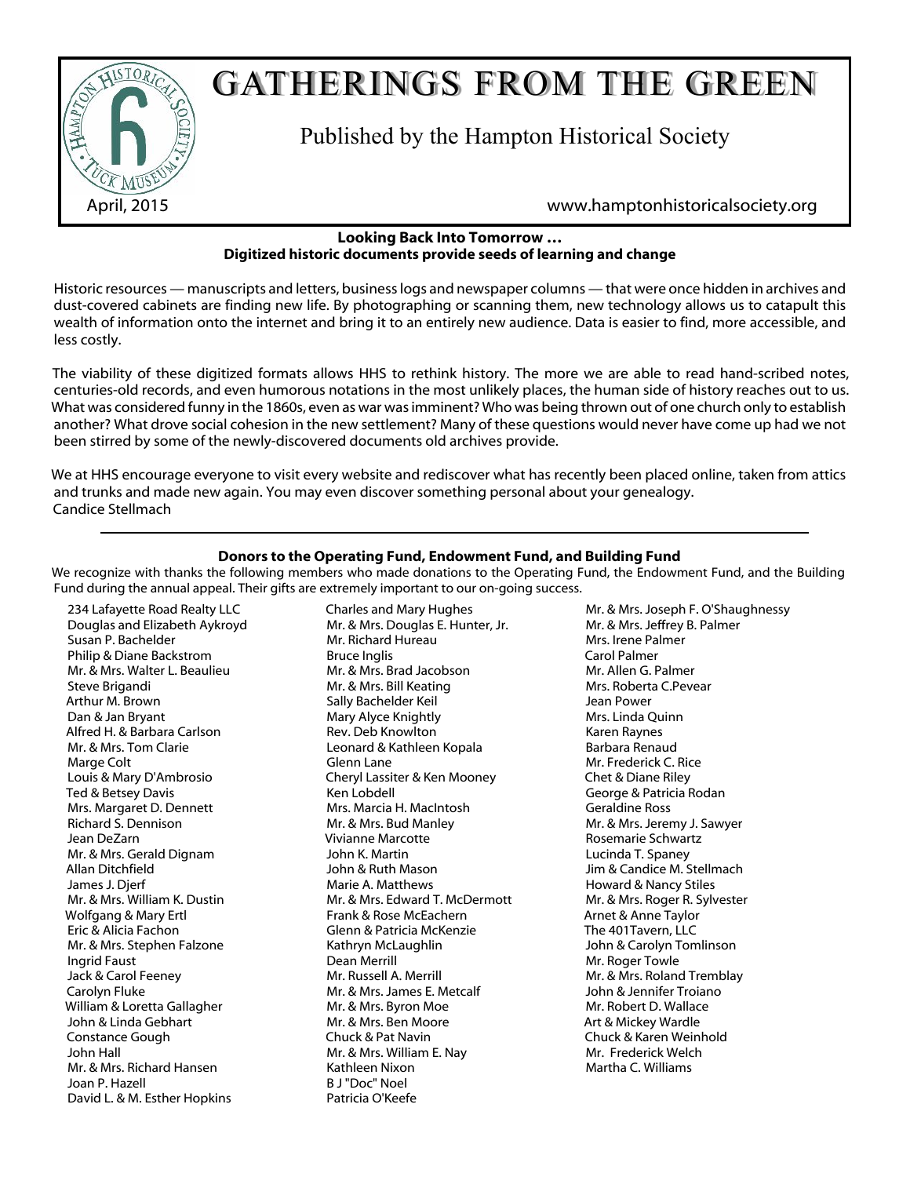# GATHERINGS FROM THE GREEN

Published by the Hampton Historical Society

April, 2015

www.hamptonhistoricalsociety.org

### Looking Back Into Tomorrow …
### Digitized historic documents provide seeds of learning and change

Historic resources — manuscripts and letters, business logs and newspaper columns — that were once hidden in archives and dust-covered cabinets are finding new life. By photographing or scanning them, new technology allows us to catapult this wealth of information onto the internet and bring it to an entirely new audience. Data is easier to find, more accessible, and less costly.

The viability of these digitized formats allows HHS to rethink history. The more we are able to read hand-scribed notes, centuries-old records, and even humorous notations in the most unlikely places, the human side of history reaches out to us. What was considered funny in the 1860s, even as war was imminent? Who was being thrown out of one church only to establish another? What drove social cohesion in the new settlement? Many of these questions would never have come up had we not been stirred by some of the newly-discovered documents old archives provide.

We at HHS encourage everyone to visit every website and rediscover what has recently been placed online, taken from attics and trunks and made new again. You may even discover something personal about your genealogy.
Candice Stellmach

---

### Donors to the Operating Fund, Endowment Fund, and Building Fund

We recognize with thanks the following members who made donations to the Operating Fund, the Endowment Fund, and the Building Fund during the annual appeal. Their gifts are extremely important to our on-going success.

234 Lafayette Road Realty LLC
Douglas and Elizabeth Aykroyd
Susan P. Bachelder
Philip & Diane Backstrom
Mr. & Mrs. Walter L. Beaulieu
Steve Brigandi
Arthur M. Brown
Dan & Jan Bryant
Alfred H. & Barbara Carlson
Mr. & Mrs. Tom Clarie
Marge Colt
Louis & Mary D'Ambrosio
Ted & Betsey Davis
Mrs. Margaret D. Dennett
Richard S. Dennison
Jean DeZarn
Mr. & Mrs. Gerald Dignam
Allan Ditchfield
James J. Djerf
Mr. & Mrs. William K. Dustin
Wolfgang & Mary Ertl
Eric & Alicia Fachon
Mr. & Mrs. Stephen Falzone
Ingrid Faust
Jack & Carol Feeney
Carolyn Fluke
William & Loretta Gallagher
John & Linda Gebhart
Constance Gough
John Hall
Mr. & Mrs. Richard Hansen
Joan P. Hazell
David L. & M. Esther Hopkins
Charles and Mary Hughes
Mr. & Mrs. Douglas E. Hunter, Jr.
Mr. Richard Hureau
Bruce Inglis
Mr. & Mrs. Brad Jacobson
Mr. & Mrs. Bill Keating
Sally Bachelder Keil
Mary Alyce Knightly
Rev. Deb Knowlton
Leonard & Kathleen Kopala
Glenn Lane
Cheryl Lassiter & Ken Mooney
Ken Lobdell
Mrs. Marcia H. MacIntosh
Mr. & Mrs. Bud Manley
Vivianne Marcotte
John K. Martin
John & Ruth Mason
Marie A. Matthews
Mr. & Mrs. Edward T. McDermott
Frank & Rose McEachern
Glenn & Patricia McKenzie
Kathryn McLaughlin
Dean Merrill
Mr. Russell A. Merrill
Mr. & Mrs. James E. Metcalf
Mr. & Mrs. Byron Moe
Mr. & Mrs. Ben Moore
Chuck & Pat Navin
Mr. & Mrs. William E. Nay
Kathleen Nixon
B J "Doc" Noel
Patricia O'Keefe
Mr. & Mrs. Joseph F. O'Shaughnessy
Mr. & Mrs. Jeffrey B. Palmer
Mrs. Irene Palmer
Carol Palmer
Mr. Allen G. Palmer
Mrs. Roberta C.Pevear
Jean Power
Mrs. Linda Quinn
Karen Raynes
Barbara Renaud
Mr. Frederick C. Rice
Chet & Diane Riley
George & Patricia Rodan
Geraldine Ross
Mr. & Mrs. Jeremy J. Sawyer
Rosemarie Schwartz
Lucinda T. Spaney
Jim & Candice M. Stellmach
Howard & Nancy Stiles
Mr. & Mrs. Roger R. Sylvester
Arnet & Anne Taylor
The 401Tavern, LLC
John & Carolyn Tomlinson
Mr. Roger Towle
Mr. & Mrs. Roland Tremblay
John & Jennifer Troiano
Mr. Robert D. Wallace
Art & Mickey Wardle
Chuck & Karen Weinhold
Mr. Frederick Welch
Martha C. Williams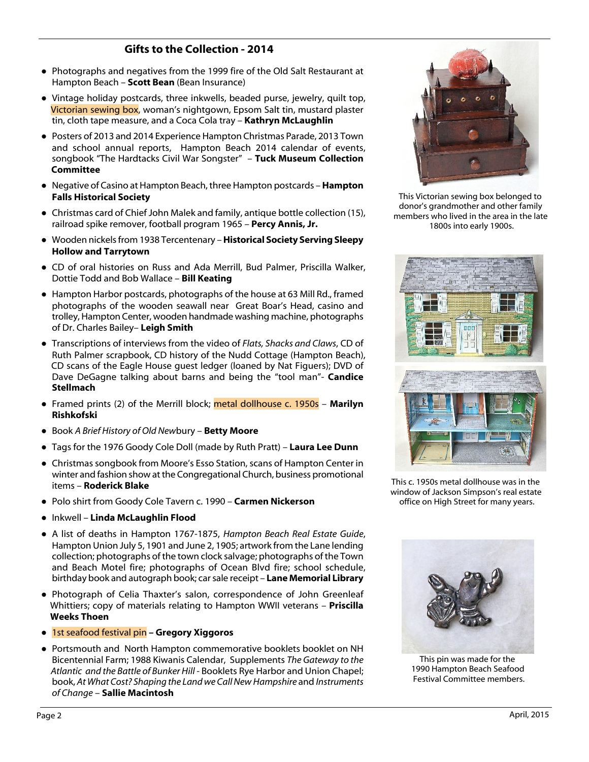## Gifts to the Collection - 2014

- Photographs and negatives from the 1999 fire of the Old Salt Restaurant at Hampton Beach – **Scott Bean** (Bean Insurance)
- Vintage holiday postcards, three inkwells, beaded purse, jewelry, quilt top, Victorian sewing box, woman's nightgown, Epsom Salt tin, mustard plaster tin, cloth tape measure, and a Coca Cola tray – **Kathryn McLaughlin**
- Posters of 2013 and 2014 Experience Hampton Christmas Parade, 2013 Town and school annual reports, Hampton Beach 2014 calendar of events, songbook "The Hardtacks Civil War Songster" – **Tuck Museum Collection Committee**
- Negative of Casino at Hampton Beach, three Hampton postcards – **Hampton Falls Historical Society**
- Christmas card of Chief John Malek and family, antique bottle collection (15), railroad spike remover, football program 1965 – **Percy Annis, Jr.**
- Wooden nickels from 1938 Tercentenary – **Historical Society Serving Sleepy Hollow and Tarrytown**
- CD of oral histories on Russ and Ada Merrill, Bud Palmer, Priscilla Walker, Dottie Todd and Bob Wallace – **Bill Keating**
- Hampton Harbor postcards, photographs of the house at 63 Mill Rd., framed photographs of the wooden seawall near Great Boar's Head, casino and trolley, Hampton Center, wooden handmade washing machine, photographs of Dr. Charles Bailey– **Leigh Smith**
- Transcriptions of interviews from the video of *Flats, Shacks and Claws*, CD of Ruth Palmer scrapbook, CD history of the Nudd Cottage (Hampton Beach), CD scans of the Eagle House guest ledger (loaned by Nat Figuers); DVD of Dave DeGagne talking about barns and being the "tool man"- **Candice Stellmach**
- Framed prints (2) of the Merrill block; metal dollhouse c. 1950s – **Marilyn Rishkofski**
- Book *A Brief History of Old New*bury – **Betty Moore**
- Tags for the 1976 Goody Cole Doll (made by Ruth Pratt) – **Laura Lee Dunn**
- Christmas songbook from Moore's Esso Station, scans of Hampton Center in winter and fashion show at the Congregational Church, business promotional items – **Roderick Blake**
- Polo shirt from Goody Cole Tavern c. 1990 – **Carmen Nickerson**
- Inkwell – **Linda McLaughlin Flood**
- A list of deaths in Hampton 1767-1875, *Hampton Beach Real Estate Guide*, Hampton Union July 5, 1901 and June 2, 1905; artwork from the Lane lending collection; photographs of the town clock salvage; photographs of the Town and Beach Motel fire; photographs of Ocean Blvd fire; school schedule, birthday book and autograph book; car sale receipt – **Lane Memorial Library**
- Photograph of Celia Thaxter's salon, correspondence of John Greenleaf Whittiers; copy of materials relating to Hampton WWII veterans – **Priscilla Weeks Thoen**
- 1st seafood festival pin **– Gregory Xiggoros**
- Portsmouth and North Hampton commemorative booklets booklet on NH Bicentennial Farm; 1988 Kiwanis Calendar, Supplements *The Gateway to the Atlantic and the Battle of Bunker Hill* - Booklets Rye Harbor and Union Chapel; book, *At What Cost? Shaping the Land we Call New Hampshire* and *Instruments of Change* – **Sallie Macintosh**

This Victorian sewing box belonged to donor's grandmother and other family members who lived in the area in the late 1800s into early 1900s.

This c. 1950s metal dollhouse was in the window of Jackson Simpson's real estate office on High Street for many years.

This pin was made for the 1990 Hampton Beach Seafood Festival Committee members.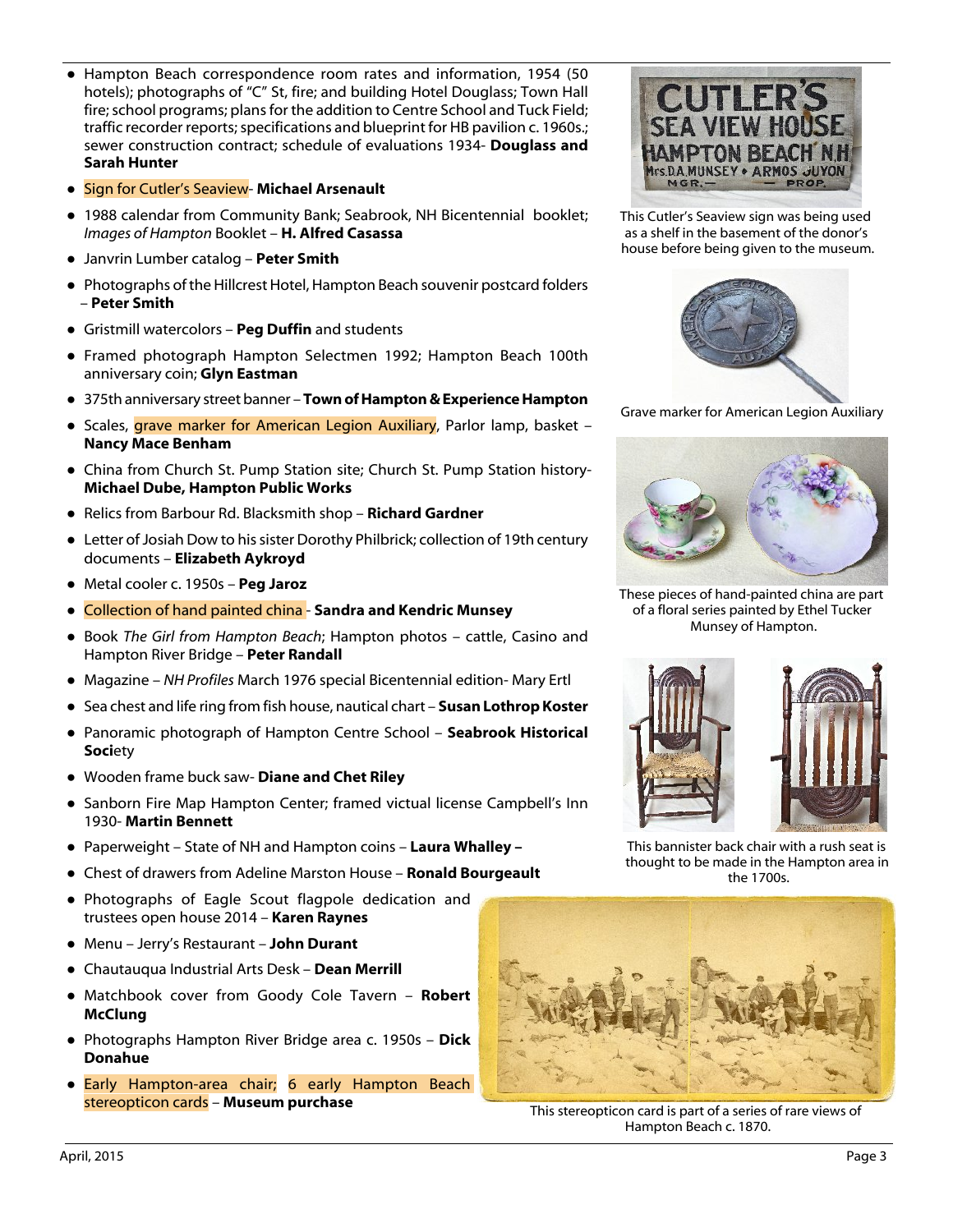- Hampton Beach correspondence room rates and information, 1954 (50 hotels); photographs of "C" St, fire; and building Hotel Douglass; Town Hall fire; school programs; plans for the addition to Centre School and Tuck Field; traffic recorder reports; specifications and blueprint for HB pavilion c. 1960s.; sewer construction contract; schedule of evaluations 1934- **Douglass and Sarah Hunter**
- Sign for Cutler's Seaview- **Michael Arsenault**
- 1988 calendar from Community Bank; Seabrook, NH Bicentennial booklet; *Images of Hampton* Booklet – **H. Alfred Casassa**
- Janvrin Lumber catalog – **Peter Smith**
- Photographs of the Hillcrest Hotel, Hampton Beach souvenir postcard folders – **Peter Smith**
- Gristmill watercolors – **Peg Duffin** and students
- Framed photograph Hampton Selectmen 1992; Hampton Beach 100th anniversary coin; **Glyn Eastman**
- 375th anniversary street banner – **Town of Hampton & Experience Hampton**
- Scales, grave marker for American Legion Auxiliary, Parlor lamp, basket – **Nancy Mace Benham**
- China from Church St. Pump Station site; Church St. Pump Station history- **Michael Dube, Hampton Public Works**
- Relics from Barbour Rd. Blacksmith shop – **Richard Gardner**
- Letter of Josiah Dow to his sister Dorothy Philbrick; collection of 19th century documents – **Elizabeth Aykroyd**
- Metal cooler c. 1950s – **Peg Jaroz**
- Collection of hand painted china - **Sandra and Kendric Munsey**
- Book *The Girl from Hampton Beach*; Hampton photos – cattle, Casino and Hampton River Bridge – **Peter Randall**
- Magazine – *NH Profiles* March 1976 special Bicentennial edition- Mary Ertl
- Sea chest and life ring from fish house, nautical chart – **Susan Lothrop Koster**
- Panoramic photograph of Hampton Centre School – **Seabrook Historical Soci**ety
- Wooden frame buck saw- **Diane and Chet Riley**
- Sanborn Fire Map Hampton Center; framed victual license Campbell's Inn 1930- **Martin Bennett**
- Paperweight – State of NH and Hampton coins – **Laura Whalley –**
- Chest of drawers from Adeline Marston House – **Ronald Bourgeault**
- Photographs of Eagle Scout flagpole dedication and trustees open house 2014 – **Karen Raynes**
- Menu – Jerry's Restaurant – **John Durant**
- Chautauqua Industrial Arts Desk – **Dean Merrill**
- Matchbook cover from Goody Cole Tavern – **Robert McClung**
- Photographs Hampton River Bridge area c. 1950s – **Dick Donahue**
- Early Hampton-area chair; 6 early Hampton Beach stereopticon cards – **Museum purchase**

This Cutler's Seaview sign was being used as a shelf in the basement of the donor's house before being given to the museum.

Grave marker for American Legion Auxiliary

These pieces of hand-painted china are part of a floral series painted by Ethel Tucker Munsey of Hampton.

This bannister back chair with a rush seat is thought to be made in the Hampton area in the 1700s.

This stereopticon card is part of a series of rare views of Hampton Beach c. 1870.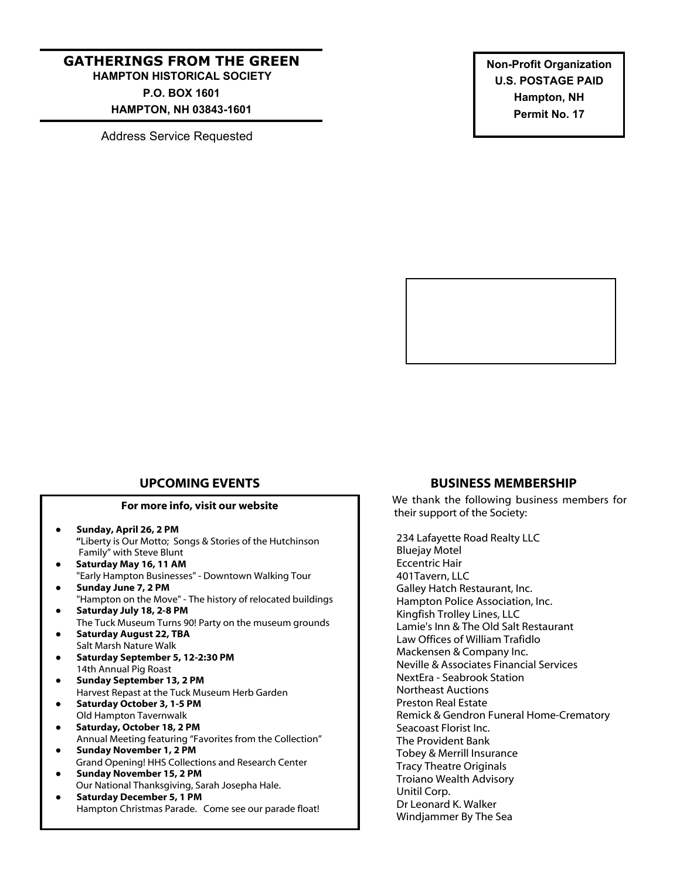## GATHERINGS FROM THE GREEN

**HAMPTON HISTORICAL SOCIETY**

**P.O. BOX 1601**

**HAMPTON, NH 03843-1601**

Address Service Requested

**Non-Profit Organization**
**U.S. POSTAGE PAID**
**Hampton, NH**
**Permit No. 17**

## UPCOMING EVENTS

**For more info, visit our website**

- **Sunday, April 26, 2 PM**
  **"**Liberty is Our Motto; Songs & Stories of the Hutchinson Family" with Steve Blunt
- **Saturday May 16, 11 AM**
  "Early Hampton Businesses" - Downtown Walking Tour
- **Sunday June 7, 2 PM**
  "Hampton on the Move" - The history of relocated buildings
- **Saturday July 18, 2-8 PM**
  The Tuck Museum Turns 90! Party on the museum grounds
- **Saturday August 22, TBA**
  Salt Marsh Nature Walk
- **Saturday September 5, 12-2:30 PM**
  14th Annual Pig Roast
- **Sunday September 13, 2 PM**
  Harvest Repast at the Tuck Museum Herb Garden
- **Saturday October 3, 1-5 PM**
  Old Hampton Tavernwalk
- **Saturday, October 18, 2 PM**
  Annual Meeting featuring "Favorites from the Collection"
- **Sunday November 1, 2 PM**
  Grand Opening! HHS Collections and Research Center
- **Sunday November 15, 2 PM**
  Our National Thanksgiving, Sarah Josepha Hale.
- **Saturday December 5, 1 PM**
  Hampton Christmas Parade. Come see our parade float!

## BUSINESS MEMBERSHIP

We thank the following business members for their support of the Society:

234 Lafayette Road Realty LLC
Bluejay Motel
Eccentric Hair
401Tavern, LLC
Galley Hatch Restaurant, Inc.
Hampton Police Association, Inc.
Kingfish Trolley Lines, LLC
Lamie's Inn & The Old Salt Restaurant
Law Offices of William Trafidlo
Mackensen & Company Inc.
Neville & Associates Financial Services
NextEra - Seabrook Station
Northeast Auctions
Preston Real Estate
Remick & Gendron Funeral Home-Crematory
Seacoast Florist Inc.
The Provident Bank
Tobey & Merrill Insurance
Tracy Theatre Originals
Troiano Wealth Advisory
Unitil Corp.
Dr Leonard K. Walker
Windjammer By The Sea